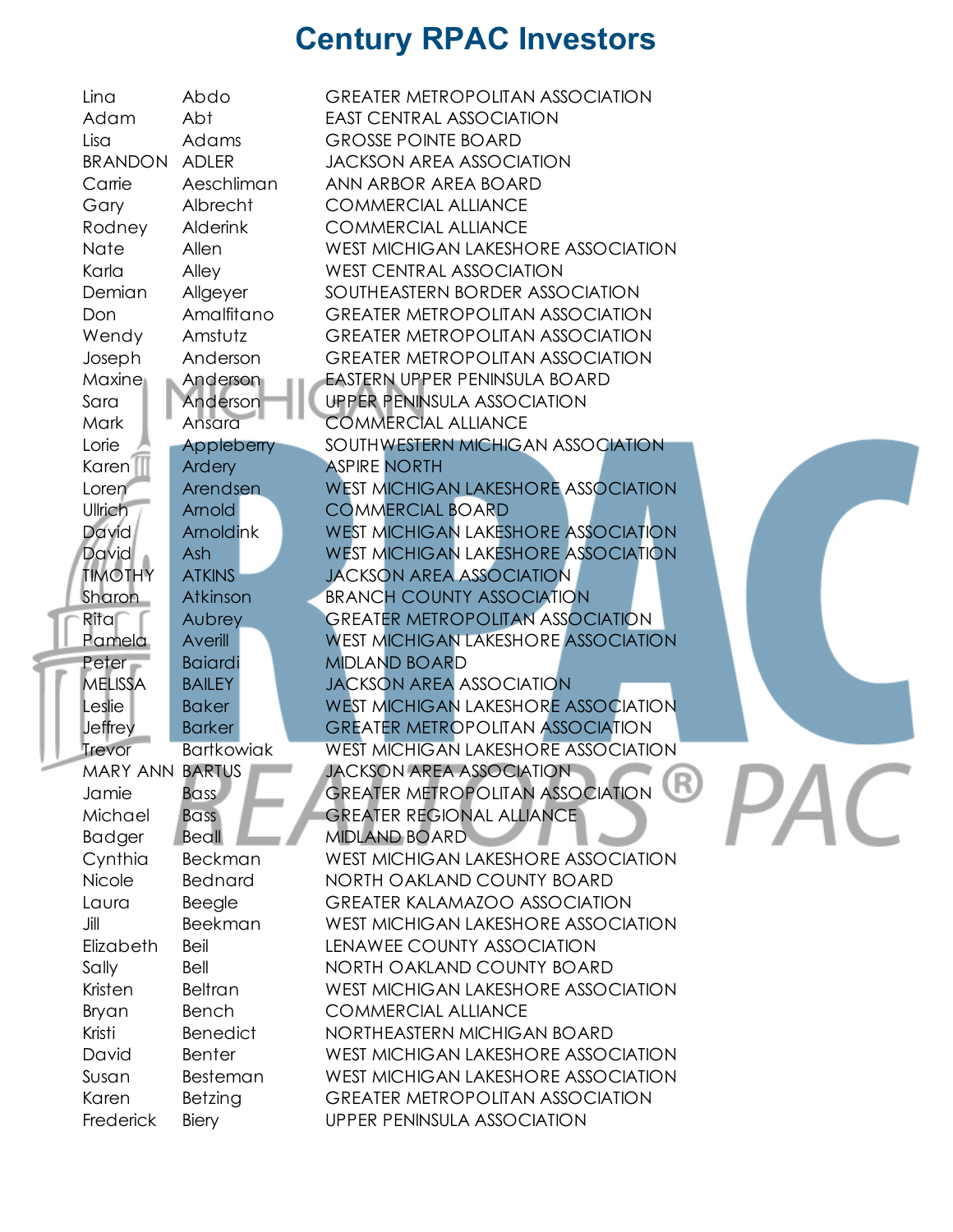# Century RPAC Investors

| | | |
|---|---|---|
| Lina | Abdo | GREATER METROPOLITAN ASSOCIATION |
| Adam | Abt | EAST CENTRAL ASSOCIATION |
| Lisa | Adams | GROSSE POINTE BOARD |
| BRANDON | ADLER | JACKSON AREA ASSOCIATION |
| Carrie | Aeschliman | ANN ARBOR AREA BOARD |
| Gary | Albrecht | COMMERCIAL ALLIANCE |
| Rodney | Alderink | COMMERCIAL ALLIANCE |
| Nate | Allen | WEST MICHIGAN LAKESHORE ASSOCIATION |
| Karla | Alley | WEST CENTRAL ASSOCIATION |
| Demian | Allgeyer | SOUTHEASTERN BORDER ASSOCIATION |
| Don | Amalfitano | GREATER METROPOLITAN ASSOCIATION |
| Wendy | Amstutz | GREATER METROPOLITAN ASSOCIATION |
| Joseph | Anderson | GREATER METROPOLITAN ASSOCIATION |
| Maxine | Anderson | EASTERN UPPER PENINSULA BOARD |
| Sara | Anderson | UPPER PENINSULA ASSOCIATION |
| Mark | Ansara | COMMERCIAL ALLIANCE |
| Lorie | Appleberry | SOUTHWESTERN MICHIGAN ASSOCIATION |
| Karen | Ardery | ASPIRE NORTH |
| Loren | Arendsen | WEST MICHIGAN LAKESHORE ASSOCIATION |
| Ullrich | Arnold | COMMERCIAL BOARD |
| David | Arnoldink | WEST MICHIGAN LAKESHORE ASSOCIATION |
| David | Ash | WEST MICHIGAN LAKESHORE ASSOCIATION |
| TIMOTHY | ATKINS | JACKSON AREA ASSOCIATION |
| Sharon | Atkinson | BRANCH COUNTY ASSOCIATION |
| Rita | Aubrey | GREATER METROPOLITAN ASSOCIATION |
| Pamela | Averill | WEST MICHIGAN LAKESHORE ASSOCIATION |
| Peter | Baiardi | MIDLAND BOARD |
| MELISSA | BAILEY | JACKSON AREA ASSOCIATION |
| Leslie | Baker | WEST MICHIGAN LAKESHORE ASSOCIATION |
| Jeffrey | Barker | GREATER METROPOLITAN ASSOCIATION |
| Trevor | Bartkowiak | WEST MICHIGAN LAKESHORE ASSOCIATION |
| MARY ANN | BARTUS | JACKSON AREA ASSOCIATION |
| Jamie | Bass | GREATER METROPOLITAN ASSOCIATION |
| Michael | Bass | GREATER REGIONAL ALLIANCE |
| Badger | Beall | MIDLAND BOARD |
| Cynthia | Beckman | WEST MICHIGAN LAKESHORE ASSOCIATION |
| Nicole | Bednard | NORTH OAKLAND COUNTY BOARD |
| Laura | Beegle | GREATER KALAMAZOO ASSOCIATION |
| Jill | Beekman | WEST MICHIGAN LAKESHORE ASSOCIATION |
| Elizabeth | Beil | LENAWEE COUNTY ASSOCIATION |
| Sally | Bell | NORTH OAKLAND COUNTY BOARD |
| Kristen | Beltran | WEST MICHIGAN LAKESHORE ASSOCIATION |
| Bryan | Bench | COMMERCIAL ALLIANCE |
| Kristi | Benedict | NORTHEASTERN MICHIGAN BOARD |
| David | Benter | WEST MICHIGAN LAKESHORE ASSOCIATION |
| Susan | Besteman | WEST MICHIGAN LAKESHORE ASSOCIATION |
| Karen | Betzing | GREATER METROPOLITAN ASSOCIATION |
| Frederick | Biery | UPPER PENINSULA ASSOCIATION |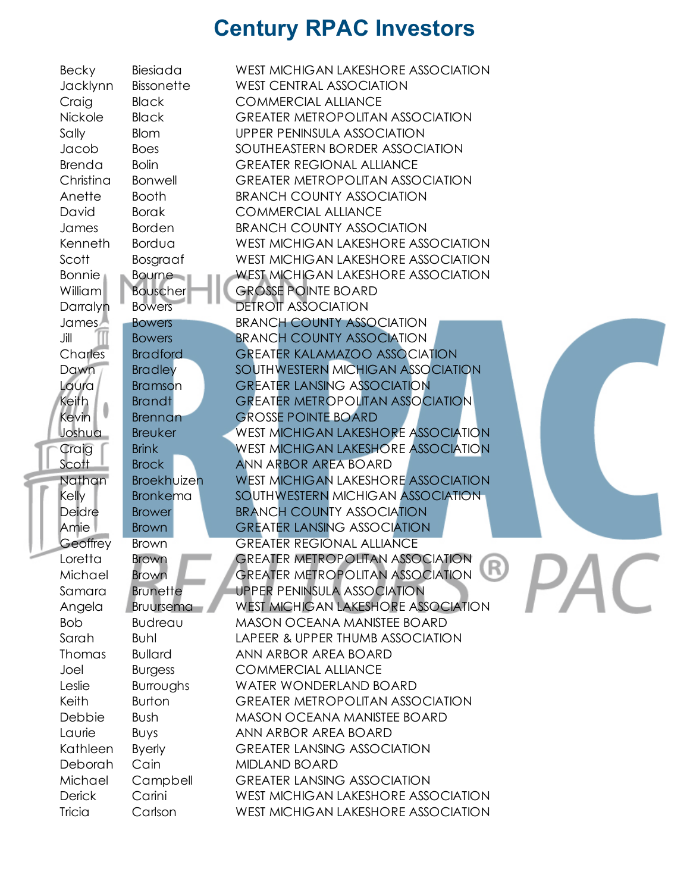# Century RPAC Investors

| | | |
|---|---|---|
| Becky | Biesiada | WEST MICHIGAN LAKESHORE ASSOCIATION |
| Jacklynn | Bissonette | WEST CENTRAL ASSOCIATION |
| Craig | Black | COMMERCIAL ALLIANCE |
| Nickole | Black | GREATER METROPOLITAN ASSOCIATION |
| Sally | Blom | UPPER PENINSULA ASSOCIATION |
| Jacob | Boes | SOUTHEASTERN BORDER ASSOCIATION |
| Brenda | Bolin | GREATER REGIONAL ALLIANCE |
| Christina | Bonwell | GREATER METROPOLITAN ASSOCIATION |
| Anette | Booth | BRANCH COUNTY ASSOCIATION |
| David | Borak | COMMERCIAL ALLIANCE |
| James | Borden | BRANCH COUNTY ASSOCIATION |
| Kenneth | Bordua | WEST MICHIGAN LAKESHORE ASSOCIATION |
| Scott | Bosgraaf | WEST MICHIGAN LAKESHORE ASSOCIATION |
| Bonnie | Bourne | WEST MICHIGAN LAKESHORE ASSOCIATION |
| William | Bouscher | GROSSE POINTE BOARD |
| Darralyn | Bowers | DETROIT ASSOCIATION |
| James | Bowers | BRANCH COUNTY ASSOCIATION |
| Jill | Bowers | BRANCH COUNTY ASSOCIATION |
| Charles | Bradford | GREATER KALAMAZOO ASSOCIATION |
| Dawn | Bradley | SOUTHWESTERN MICHIGAN ASSOCIATION |
| Laura | Bramson | GREATER LANSING ASSOCIATION |
| Keith | Brandt | GREATER METROPOLITAN ASSOCIATION |
| Kevin | Brennan | GROSSE POINTE BOARD |
| Joshua | Breuker | WEST MICHIGAN LAKESHORE ASSOCIATION |
| Craig | Brink | WEST MICHIGAN LAKESHORE ASSOCIATION |
| Scott | Brock | ANN ARBOR AREA BOARD |
| Nathan | Broekhuizen | WEST MICHIGAN LAKESHORE ASSOCIATION |
| Kelly | Bronkema | SOUTHWESTERN MICHIGAN ASSOCIATION |
| Deidre | Brower | BRANCH COUNTY ASSOCIATION |
| Amie | Brown | GREATER LANSING ASSOCIATION |
| Geoffrey | Brown | GREATER REGIONAL ALLIANCE |
| Loretta | Brown | GREATER METROPOLITAN ASSOCIATION |
| Michael | Brown | GREATER METROPOLITAN ASSOCIATION |
| Samara | Brunette | UPPER PENINSULA ASSOCIATION |
| Angela | Bruursema | WEST MICHIGAN LAKESHORE ASSOCIATION |
| Bob | Budreau | MASON OCEANA MANISTEE BOARD |
| Sarah | Buhl | LAPEER & UPPER THUMB ASSOCIATION |
| Thomas | Bullard | ANN ARBOR AREA BOARD |
| Joel | Burgess | COMMERCIAL ALLIANCE |
| Leslie | Burroughs | WATER WONDERLAND BOARD |
| Keith | Burton | GREATER METROPOLITAN ASSOCIATION |
| Debbie | Bush | MASON OCEANA MANISTEE BOARD |
| Laurie | Buys | ANN ARBOR AREA BOARD |
| Kathleen | Byerly | GREATER LANSING ASSOCIATION |
| Deborah | Cain | MIDLAND BOARD |
| Michael | Campbell | GREATER LANSING ASSOCIATION |
| Derick | Carini | WEST MICHIGAN LAKESHORE ASSOCIATION |
| Tricia | Carlson | WEST MICHIGAN LAKESHORE ASSOCIATION |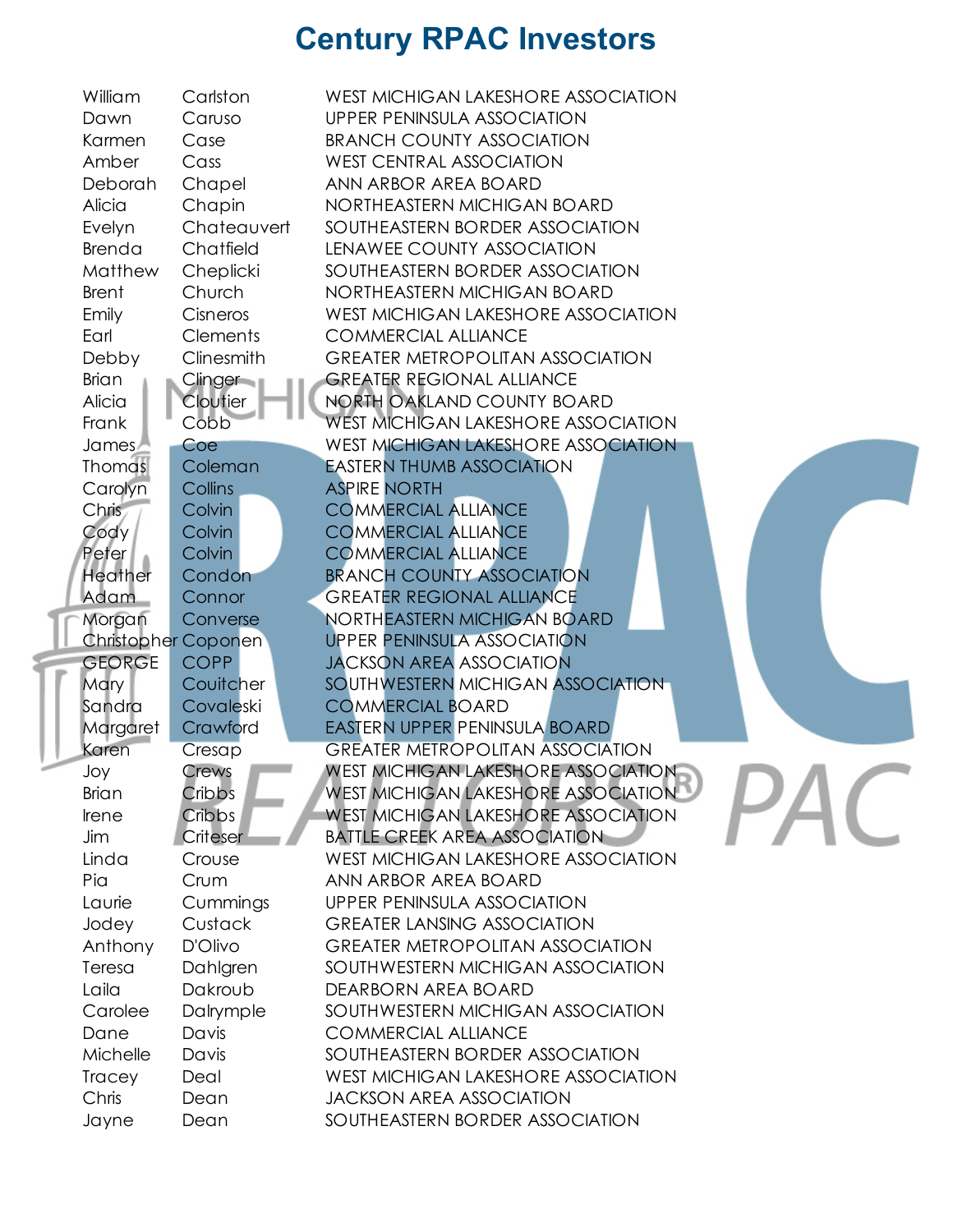# Century RPAC Investors

| | | |
|---|---|---|
| William | Carlston | WEST MICHIGAN LAKESHORE ASSOCIATION |
| Dawn | Caruso | UPPER PENINSULA ASSOCIATION |
| Karmen | Case | BRANCH COUNTY ASSOCIATION |
| Amber | Cass | WEST CENTRAL ASSOCIATION |
| Deborah | Chapel | ANN ARBOR AREA BOARD |
| Alicia | Chapin | NORTHEASTERN MICHIGAN BOARD |
| Evelyn | Chateauvert | SOUTHEASTERN BORDER ASSOCIATION |
| Brenda | Chatfield | LENAWEE COUNTY ASSOCIATION |
| Matthew | Cheplicki | SOUTHEASTERN BORDER ASSOCIATION |
| Brent | Church | NORTHEASTERN MICHIGAN BOARD |
| Emily | Cisneros | WEST MICHIGAN LAKESHORE ASSOCIATION |
| Earl | Clements | COMMERCIAL ALLIANCE |
| Debby | Clinesmith | GREATER METROPOLITAN ASSOCIATION |
| Brian | Clinger | GREATER REGIONAL ALLIANCE |
| Alicia | Cloutier | NORTH OAKLAND COUNTY BOARD |
| Frank | Cobb | WEST MICHIGAN LAKESHORE ASSOCIATION |
| James | Coe | WEST MICHIGAN LAKESHORE ASSOCIATION |
| Thomas | Coleman | EASTERN THUMB ASSOCIATION |
| Carolyn | Collins | ASPIRE NORTH |
| Chris | Colvin | COMMERCIAL ALLIANCE |
| Cody | Colvin | COMMERCIAL ALLIANCE |
| Peter | Colvin | COMMERCIAL ALLIANCE |
| Heather | Condon | BRANCH COUNTY ASSOCIATION |
| Adam | Connor | GREATER REGIONAL ALLIANCE |
| Morgan | Converse | NORTHEASTERN MICHIGAN BOARD |
| Christopher | Coponen | UPPER PENINSULA ASSOCIATION |
| GEORGE | COPP | JACKSON AREA ASSOCIATION |
| Mary | Couitcher | SOUTHWESTERN MICHIGAN ASSOCIATION |
| Sandra | Covaleski | COMMERCIAL BOARD |
| Margaret | Crawford | EASTERN UPPER PENINSULA BOARD |
| Karen | Cresap | GREATER METROPOLITAN ASSOCIATION |
| Joy | Crews | WEST MICHIGAN LAKESHORE ASSOCIATION |
| Brian | Cribbs | WEST MICHIGAN LAKESHORE ASSOCIATION |
| Irene | Cribbs | WEST MICHIGAN LAKESHORE ASSOCIATION |
| Jim | Criteser | BATTLE CREEK AREA ASSOCIATION |
| Linda | Crouse | WEST MICHIGAN LAKESHORE ASSOCIATION |
| Pia | Crum | ANN ARBOR AREA BOARD |
| Laurie | Cummings | UPPER PENINSULA ASSOCIATION |
| Jodey | Custack | GREATER LANSING ASSOCIATION |
| Anthony | D'Olivo | GREATER METROPOLITAN ASSOCIATION |
| Teresa | Dahlgren | SOUTHWESTERN MICHIGAN ASSOCIATION |
| Laila | Dakroub | DEARBORN AREA BOARD |
| Carolee | Dalrymple | SOUTHWESTERN MICHIGAN ASSOCIATION |
| Dane | Davis | COMMERCIAL ALLIANCE |
| Michelle | Davis | SOUTHEASTERN BORDER ASSOCIATION |
| Tracey | Deal | WEST MICHIGAN LAKESHORE ASSOCIATION |
| Chris | Dean | JACKSON AREA ASSOCIATION |
| Jayne | Dean | SOUTHEASTERN BORDER ASSOCIATION |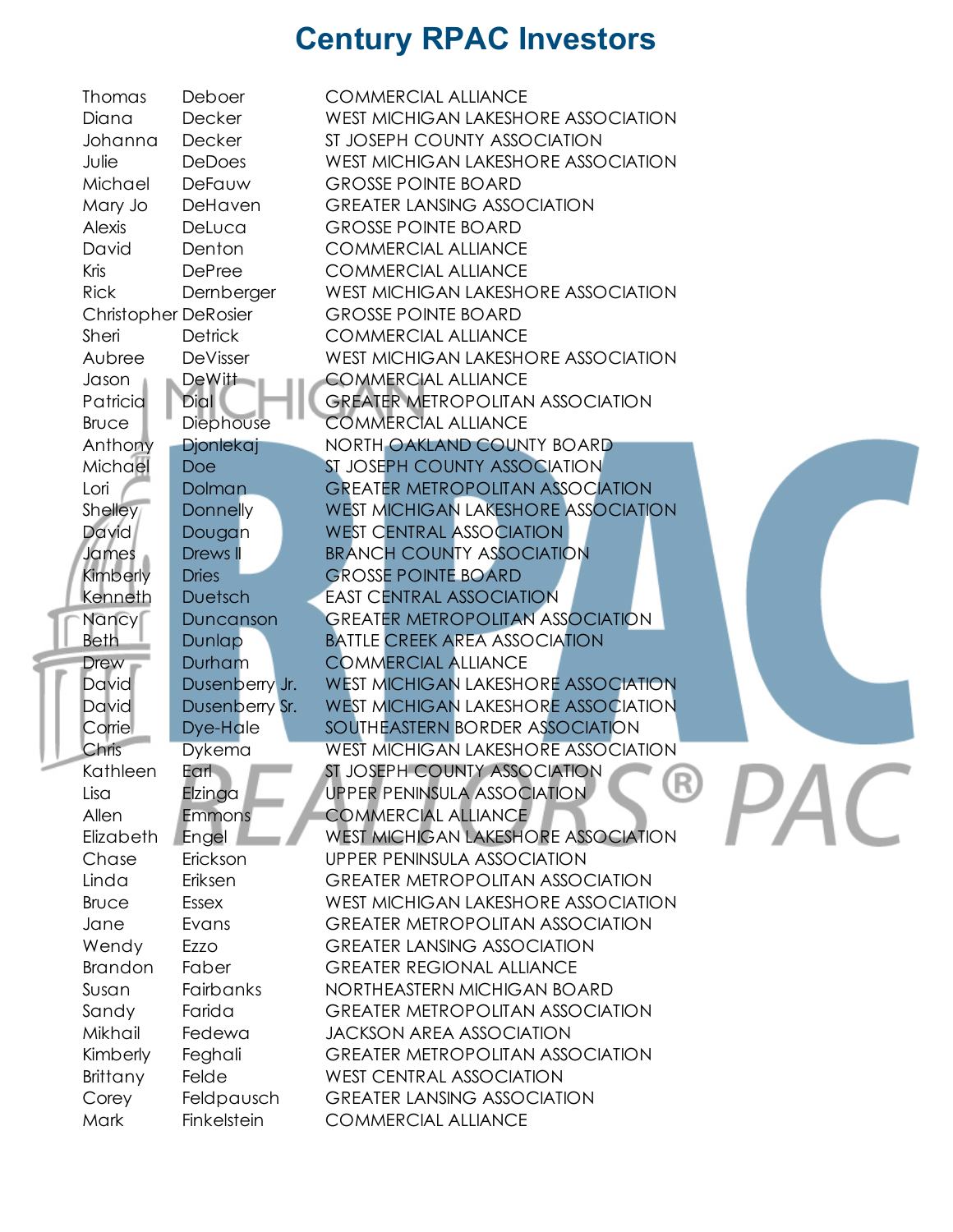# Century RPAC Investors

| | | |
|---|---|---|
| Thomas | Deboer | COMMERCIAL ALLIANCE |
| Diana | Decker | WEST MICHIGAN LAKESHORE ASSOCIATION |
| Johanna | Decker | ST JOSEPH COUNTY ASSOCIATION |
| Julie | DeDoes | WEST MICHIGAN LAKESHORE ASSOCIATION |
| Michael | DeFauw | GROSSE POINTE BOARD |
| Mary Jo | DeHaven | GREATER LANSING ASSOCIATION |
| Alexis | DeLuca | GROSSE POINTE BOARD |
| David | Denton | COMMERCIAL ALLIANCE |
| Kris | DePree | COMMERCIAL ALLIANCE |
| Rick | Dernberger | WEST MICHIGAN LAKESHORE ASSOCIATION |
| Christopher | DeRosier | GROSSE POINTE BOARD |
| Sheri | Detrick | COMMERCIAL ALLIANCE |
| Aubree | DeVisser | WEST MICHIGAN LAKESHORE ASSOCIATION |
| Jason | DeWitt | COMMERCIAL ALLIANCE |
| Patricia | Dial | GREATER METROPOLITAN ASSOCIATION |
| Bruce | Diephouse | COMMERCIAL ALLIANCE |
| Anthony | Djonlekaj | NORTH OAKLAND COUNTY BOARD |
| Michael | Doe | ST JOSEPH COUNTY ASSOCIATION |
| Lori | Dolman | GREATER METROPOLITAN ASSOCIATION |
| Shelley | Donnelly | WEST MICHIGAN LAKESHORE ASSOCIATION |
| David | Dougan | WEST CENTRAL ASSOCIATION |
| James | Drews II | BRANCH COUNTY ASSOCIATION |
| Kimberly | Dries | GROSSE POINTE BOARD |
| Kenneth | Duetsch | EAST CENTRAL ASSOCIATION |
| Nancy | Duncanson | GREATER METROPOLITAN ASSOCIATION |
| Beth | Dunlap | BATTLE CREEK AREA ASSOCIATION |
| Drew | Durham | COMMERCIAL ALLIANCE |
| David | Dusenberry Jr. | WEST MICHIGAN LAKESHORE ASSOCIATION |
| David | Dusenberry Sr. | WEST MICHIGAN LAKESHORE ASSOCIATION |
| Corrie | Dye-Hale | SOUTHEASTERN BORDER ASSOCIATION |
| Chris | Dykema | WEST MICHIGAN LAKESHORE ASSOCIATION |
| Kathleen | Earl | ST JOSEPH COUNTY ASSOCIATION |
| Lisa | Elzinga | UPPER PENINSULA ASSOCIATION |
| Allen | Emmons | COMMERCIAL ALLIANCE |
| Elizabeth | Engel | WEST MICHIGAN LAKESHORE ASSOCIATION |
| Chase | Erickson | UPPER PENINSULA ASSOCIATION |
| Linda | Eriksen | GREATER METROPOLITAN ASSOCIATION |
| Bruce | Essex | WEST MICHIGAN LAKESHORE ASSOCIATION |
| Jane | Evans | GREATER METROPOLITAN ASSOCIATION |
| Wendy | Ezzo | GREATER LANSING ASSOCIATION |
| Brandon | Faber | GREATER REGIONAL ALLIANCE |
| Susan | Fairbanks | NORTHEASTERN MICHIGAN BOARD |
| Sandy | Farida | GREATER METROPOLITAN ASSOCIATION |
| Mikhail | Fedewa | JACKSON AREA ASSOCIATION |
| Kimberly | Feghali | GREATER METROPOLITAN ASSOCIATION |
| Brittany | Felde | WEST CENTRAL ASSOCIATION |
| Corey | Feldpausch | GREATER LANSING ASSOCIATION |
| Mark | Finkelstein | COMMERCIAL ALLIANCE |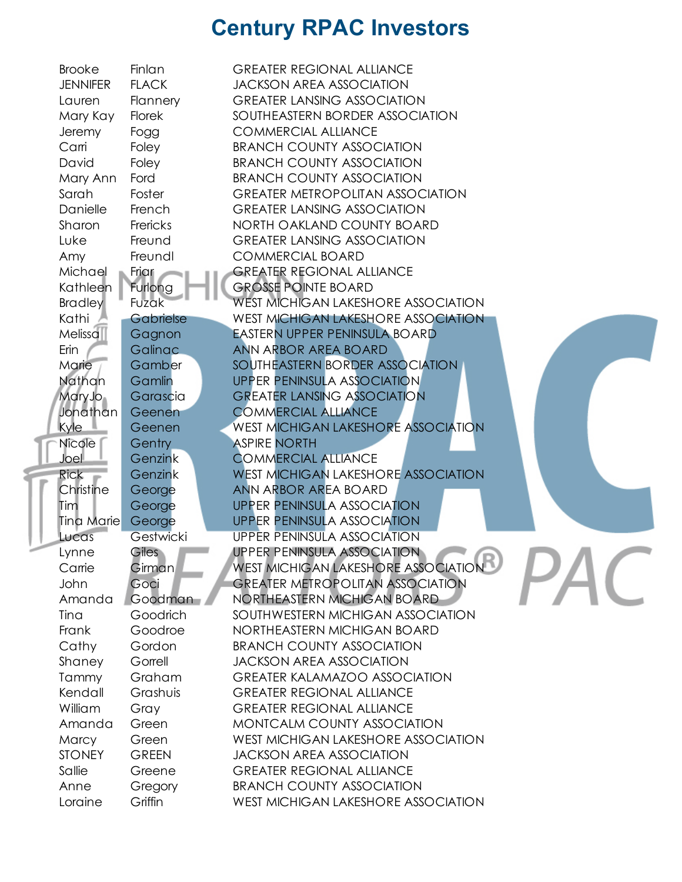# Century RPAC Investors

| | | |
|---|---|---|
| Brooke | Finlan | GREATER REGIONAL ALLIANCE |
| JENNIFER | FLACK | JACKSON AREA ASSOCIATION |
| Lauren | Flannery | GREATER LANSING ASSOCIATION |
| Mary Kay | Florek | SOUTHEASTERN BORDER ASSOCIATION |
| Jeremy | Fogg | COMMERCIAL ALLIANCE |
| Carri | Foley | BRANCH COUNTY ASSOCIATION |
| David | Foley | BRANCH COUNTY ASSOCIATION |
| Mary Ann | Ford | BRANCH COUNTY ASSOCIATION |
| Sarah | Foster | GREATER METROPOLITAN ASSOCIATION |
| Danielle | French | GREATER LANSING ASSOCIATION |
| Sharon | Frericks | NORTH OAKLAND COUNTY BOARD |
| Luke | Freund | GREATER LANSING ASSOCIATION |
| Amy | Freundl | COMMERCIAL BOARD |
| Michael | Friar | GREATER REGIONAL ALLIANCE |
| Kathleen | Furlong | GROSSE POINTE BOARD |
| Bradley | Fuzak | WEST MICHIGAN LAKESHORE ASSOCIATION |
| Kathi | Gabrielse | WEST MICHIGAN LAKESHORE ASSOCIATION |
| Melissa | Gagnon | EASTERN UPPER PENINSULA BOARD |
| Erin | Galinac | ANN ARBOR AREA BOARD |
| Marie | Gamber | SOUTHEASTERN BORDER ASSOCIATION |
| Nathan | Gamlin | UPPER PENINSULA ASSOCIATION |
| MaryJo | Garascia | GREATER LANSING ASSOCIATION |
| Jonathan | Geenen | COMMERCIAL ALLIANCE |
| Kyle | Geenen | WEST MICHIGAN LAKESHORE ASSOCIATION |
| Nicole | Gentry | ASPIRE NORTH |
| Joel | Genzink | COMMERCIAL ALLIANCE |
| Rick | Genzink | WEST MICHIGAN LAKESHORE ASSOCIATION |
| Christine | George | ANN ARBOR AREA BOARD |
| Tim | George | UPPER PENINSULA ASSOCIATION |
| Tina Marie | George | UPPER PENINSULA ASSOCIATION |
| Lucas | Gestwicki | UPPER PENINSULA ASSOCIATION |
| Lynne | Giles | UPPER PENINSULA ASSOCIATION |
| Carrie | Girman | WEST MICHIGAN LAKESHORE ASSOCIATION |
| John | Goci | GREATER METROPOLITAN ASSOCIATION |
| Amanda | Goodman | NORTHEASTERN MICHIGAN BOARD |
| Tina | Goodrich | SOUTHWESTERN MICHIGAN ASSOCIATION |
| Frank | Goodroe | NORTHEASTERN MICHIGAN BOARD |
| Cathy | Gordon | BRANCH COUNTY ASSOCIATION |
| Shaney | Gorrell | JACKSON AREA ASSOCIATION |
| Tammy | Graham | GREATER KALAMAZOO ASSOCIATION |
| Kendall | Grashuis | GREATER REGIONAL ALLIANCE |
| William | Gray | GREATER REGIONAL ALLIANCE |
| Amanda | Green | MONTCALM COUNTY ASSOCIATION |
| Marcy | Green | WEST MICHIGAN LAKESHORE ASSOCIATION |
| STONEY | GREEN | JACKSON AREA ASSOCIATION |
| Sallie | Greene | GREATER REGIONAL ALLIANCE |
| Anne | Gregory | BRANCH COUNTY ASSOCIATION |
| Loraine | Griffin | WEST MICHIGAN LAKESHORE ASSOCIATION |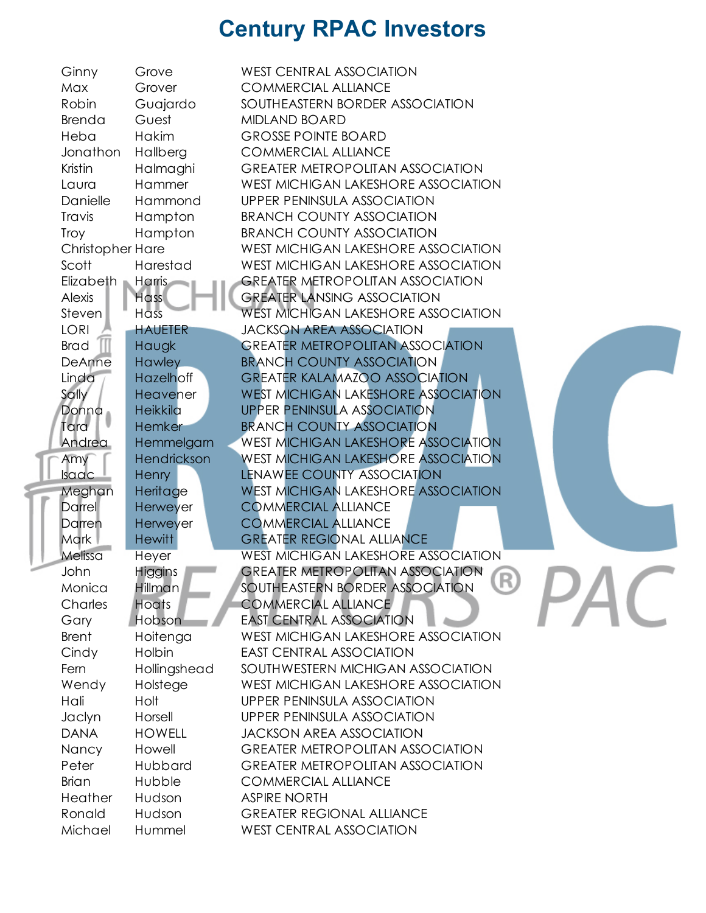# Century RPAC Investors

| | | |
|---|---|---|
| Ginny | Grove | WEST CENTRAL ASSOCIATION |
| Max | Grover | COMMERCIAL ALLIANCE |
| Robin | Guajardo | SOUTHEASTERN BORDER ASSOCIATION |
| Brenda | Guest | MIDLAND BOARD |
| Heba | Hakim | GROSSE POINTE BOARD |
| Jonathon | Hallberg | COMMERCIAL ALLIANCE |
| Kristin | Halmaghi | GREATER METROPOLITAN ASSOCIATION |
| Laura | Hammer | WEST MICHIGAN LAKESHORE ASSOCIATION |
| Danielle | Hammond | UPPER PENINSULA ASSOCIATION |
| Travis | Hampton | BRANCH COUNTY ASSOCIATION |
| Troy | Hampton | BRANCH COUNTY ASSOCIATION |
| Christopher | Hare | WEST MICHIGAN LAKESHORE ASSOCIATION |
| Scott | Harestad | WEST MICHIGAN LAKESHORE ASSOCIATION |
| Elizabeth | Harris | GREATER METROPOLITAN ASSOCIATION |
| Alexis | Hass | GREATER LANSING ASSOCIATION |
| Steven | Hass | WEST MICHIGAN LAKESHORE ASSOCIATION |
| LORI | HAUETER | JACKSON AREA ASSOCIATION |
| Brad | Haugk | GREATER METROPOLITAN ASSOCIATION |
| DeAnne | Hawley | BRANCH COUNTY ASSOCIATION |
| Linda | Hazelhoff | GREATER KALAMAZOO ASSOCIATION |
| Sally | Heavener | WEST MICHIGAN LAKESHORE ASSOCIATION |
| Donna | Heikkila | UPPER PENINSULA ASSOCIATION |
| Tara | Hemker | BRANCH COUNTY ASSOCIATION |
| Andrea | Hemmelgarn | WEST MICHIGAN LAKESHORE ASSOCIATION |
| Amy | Hendrickson | WEST MICHIGAN LAKESHORE ASSOCIATION |
| Isaac | Henry | LENAWEE COUNTY ASSOCIATION |
| Meghan | Heritage | WEST MICHIGAN LAKESHORE ASSOCIATION |
| Darrel | Herweyer | COMMERCIAL ALLIANCE |
| Darren | Herweyer | COMMERCIAL ALLIANCE |
| Mark | Hewitt | GREATER REGIONAL ALLIANCE |
| Melissa | Heyer | WEST MICHIGAN LAKESHORE ASSOCIATION |
| John | Higgins | GREATER METROPOLITAN ASSOCIATION |
| Monica | Hillman | SOUTHEASTERN BORDER ASSOCIATION |
| Charles | Hoats | COMMERCIAL ALLIANCE |
| Gary | Hobson | EAST CENTRAL ASSOCIATION |
| Brent | Hoitenga | WEST MICHIGAN LAKESHORE ASSOCIATION |
| Cindy | Holbin | EAST CENTRAL ASSOCIATION |
| Fern | Hollingshead | SOUTHWESTERN MICHIGAN ASSOCIATION |
| Wendy | Holstege | WEST MICHIGAN LAKESHORE ASSOCIATION |
| Hali | Holt | UPPER PENINSULA ASSOCIATION |
| Jaclyn | Horsell | UPPER PENINSULA ASSOCIATION |
| DANA | HOWELL | JACKSON AREA ASSOCIATION |
| Nancy | Howell | GREATER METROPOLITAN ASSOCIATION |
| Peter | Hubbard | GREATER METROPOLITAN ASSOCIATION |
| Brian | Hubble | COMMERCIAL ALLIANCE |
| Heather | Hudson | ASPIRE NORTH |
| Ronald | Hudson | GREATER REGIONAL ALLIANCE |
| Michael | Hummel | WEST CENTRAL ASSOCIATION |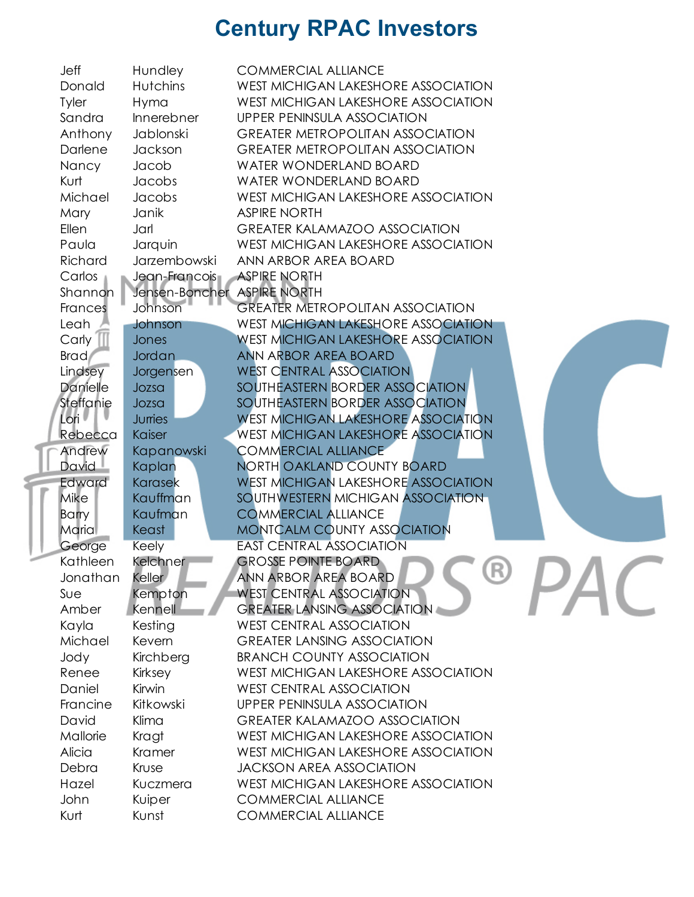# Century RPAC Investors

| | | |
|---|---|---|
| Jeff | Hundley | COMMERCIAL ALLIANCE |
| Donald | Hutchins | WEST MICHIGAN LAKESHORE ASSOCIATION |
| Tyler | Hyma | WEST MICHIGAN LAKESHORE ASSOCIATION |
| Sandra | Innerebner | UPPER PENINSULA ASSOCIATION |
| Anthony | Jablonski | GREATER METROPOLITAN ASSOCIATION |
| Darlene | Jackson | GREATER METROPOLITAN ASSOCIATION |
| Nancy | Jacob | WATER WONDERLAND BOARD |
| Kurt | Jacobs | WATER WONDERLAND BOARD |
| Michael | Jacobs | WEST MICHIGAN LAKESHORE ASSOCIATION |
| Mary | Janik | ASPIRE NORTH |
| Ellen | Jarl | GREATER KALAMAZOO ASSOCIATION |
| Paula | Jarquin | WEST MICHIGAN LAKESHORE ASSOCIATION |
| Richard | Jarzembowski | ANN ARBOR AREA BOARD |
| Carlos | Jean-Francois | ASPIRE NORTH |
| Shannon | Jensen-Boncher | ASPIRE NORTH |
| Frances | Johnson | GREATER METROPOLITAN ASSOCIATION |
| Leah | Johnson | WEST MICHIGAN LAKESHORE ASSOCIATION |
| Carly | Jones | WEST MICHIGAN LAKESHORE ASSOCIATION |
| Brad | Jordan | ANN ARBOR AREA BOARD |
| Lindsey | Jorgensen | WEST CENTRAL ASSOCIATION |
| Danielle | Jozsa | SOUTHEASTERN BORDER ASSOCIATION |
| Steffanie | Jozsa | SOUTHEASTERN BORDER ASSOCIATION |
| Lori | Jurries | WEST MICHIGAN LAKESHORE ASSOCIATION |
| Rebecca | Kaiser | WEST MICHIGAN LAKESHORE ASSOCIATION |
| Andrew | Kapanowski | COMMERCIAL ALLIANCE |
| David | Kaplan | NORTH OAKLAND COUNTY BOARD |
| Edward | Karasek | WEST MICHIGAN LAKESHORE ASSOCIATION |
| Mike | Kauffman | SOUTHWESTERN MICHIGAN ASSOCIATION |
| Barry | Kaufman | COMMERCIAL ALLIANCE |
| Maria | Keast | MONTCALM COUNTY ASSOCIATION |
| George | Keely | EAST CENTRAL ASSOCIATION |
| Kathleen | Kelchner | GROSSE POINTE BOARD |
| Jonathan | Keller | ANN ARBOR AREA BOARD |
| Sue | Kempton | WEST CENTRAL ASSOCIATION |
| Amber | Kennell | GREATER LANSING ASSOCIATION |
| Kayla | Kesting | WEST CENTRAL ASSOCIATION |
| Michael | Kevern | GREATER LANSING ASSOCIATION |
| Jody | Kirchberg | BRANCH COUNTY ASSOCIATION |
| Renee | Kirksey | WEST MICHIGAN LAKESHORE ASSOCIATION |
| Daniel | Kirwin | WEST CENTRAL ASSOCIATION |
| Francine | Kitkowski | UPPER PENINSULA ASSOCIATION |
| David | Klima | GREATER KALAMAZOO ASSOCIATION |
| Mallorie | Kragt | WEST MICHIGAN LAKESHORE ASSOCIATION |
| Alicia | Kramer | WEST MICHIGAN LAKESHORE ASSOCIATION |
| Debra | Kruse | JACKSON AREA ASSOCIATION |
| Hazel | Kuczmera | WEST MICHIGAN LAKESHORE ASSOCIATION |
| John | Kuiper | COMMERCIAL ALLIANCE |
| Kurt | Kunst | COMMERCIAL ALLIANCE |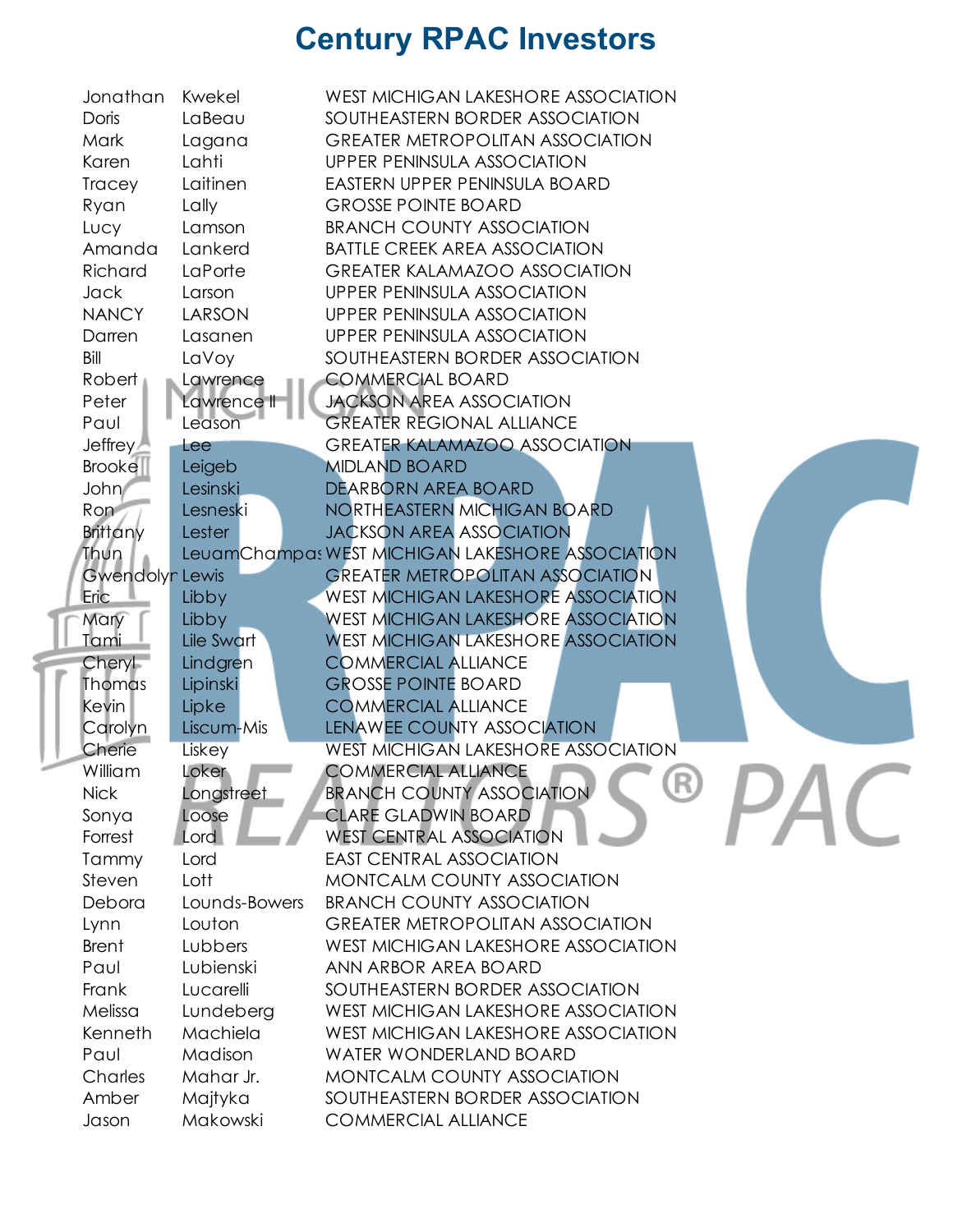# Century RPAC Investors

| | | |
|---|---|---|
| Jonathan | Kwekel | WEST MICHIGAN LAKESHORE ASSOCIATION |
| Doris | LaBeau | SOUTHEASTERN BORDER ASSOCIATION |
| Mark | Lagana | GREATER METROPOLITAN ASSOCIATION |
| Karen | Lahti | UPPER PENINSULA ASSOCIATION |
| Tracey | Laitinen | EASTERN UPPER PENINSULA BOARD |
| Ryan | Lally | GROSSE POINTE BOARD |
| Lucy | Lamson | BRANCH COUNTY ASSOCIATION |
| Amanda | Lankerd | BATTLE CREEK AREA ASSOCIATION |
| Richard | LaPorte | GREATER KALAMAZOO ASSOCIATION |
| Jack | Larson | UPPER PENINSULA ASSOCIATION |
| NANCY | LARSON | UPPER PENINSULA ASSOCIATION |
| Darren | Lasanen | UPPER PENINSULA ASSOCIATION |
| Bill | LaVoy | SOUTHEASTERN BORDER ASSOCIATION |
| Robert | Lawrence | COMMERCIAL BOARD |
| Peter | Lawrence II | JACKSON AREA ASSOCIATION |
| Paul | Leason | GREATER REGIONAL ALLIANCE |
| Jeffrey | Lee | GREATER KALAMAZOO ASSOCIATION |
| Brooke | Leigeb | MIDLAND BOARD |
| John | Lesinski | DEARBORN AREA BOARD |
| Ron | Lesneski | NORTHEASTERN MICHIGAN BOARD |
| Brittany | Lester | JACKSON AREA ASSOCIATION |
| Thun | LeuamChampas | WEST MICHIGAN LAKESHORE ASSOCIATION |
| Gwendolyn | Lewis | GREATER METROPOLITAN ASSOCIATION |
| Eric | Libby | WEST MICHIGAN LAKESHORE ASSOCIATION |
| Mary | Libby | WEST MICHIGAN LAKESHORE ASSOCIATION |
| Tami | Lile Swart | WEST MICHIGAN LAKESHORE ASSOCIATION |
| Cheryl | Lindgren | COMMERCIAL ALLIANCE |
| Thomas | Lipinski | GROSSE POINTE BOARD |
| Kevin | Lipke | COMMERCIAL ALLIANCE |
| Carolyn | Liscum-Mis | LENAWEE COUNTY ASSOCIATION |
| Cherie | Liskey | WEST MICHIGAN LAKESHORE ASSOCIATION |
| William | Loker | COMMERCIAL ALLIANCE |
| Nick | Longstreet | BRANCH COUNTY ASSOCIATION |
| Sonya | Loose | CLARE GLADWIN BOARD |
| Forrest | Lord | WEST CENTRAL ASSOCIATION |
| Tammy | Lord | EAST CENTRAL ASSOCIATION |
| Steven | Lott | MONTCALM COUNTY ASSOCIATION |
| Debora | Lounds-Bowers | BRANCH COUNTY ASSOCIATION |
| Lynn | Louton | GREATER METROPOLITAN ASSOCIATION |
| Brent | Lubbers | WEST MICHIGAN LAKESHORE ASSOCIATION |
| Paul | Lubienski | ANN ARBOR AREA BOARD |
| Frank | Lucarelli | SOUTHEASTERN BORDER ASSOCIATION |
| Melissa | Lundeberg | WEST MICHIGAN LAKESHORE ASSOCIATION |
| Kenneth | Machiela | WEST MICHIGAN LAKESHORE ASSOCIATION |
| Paul | Madison | WATER WONDERLAND BOARD |
| Charles | Mahar Jr. | MONTCALM COUNTY ASSOCIATION |
| Amber | Majtyka | SOUTHEASTERN BORDER ASSOCIATION |
| Jason | Makowski | COMMERCIAL ALLIANCE |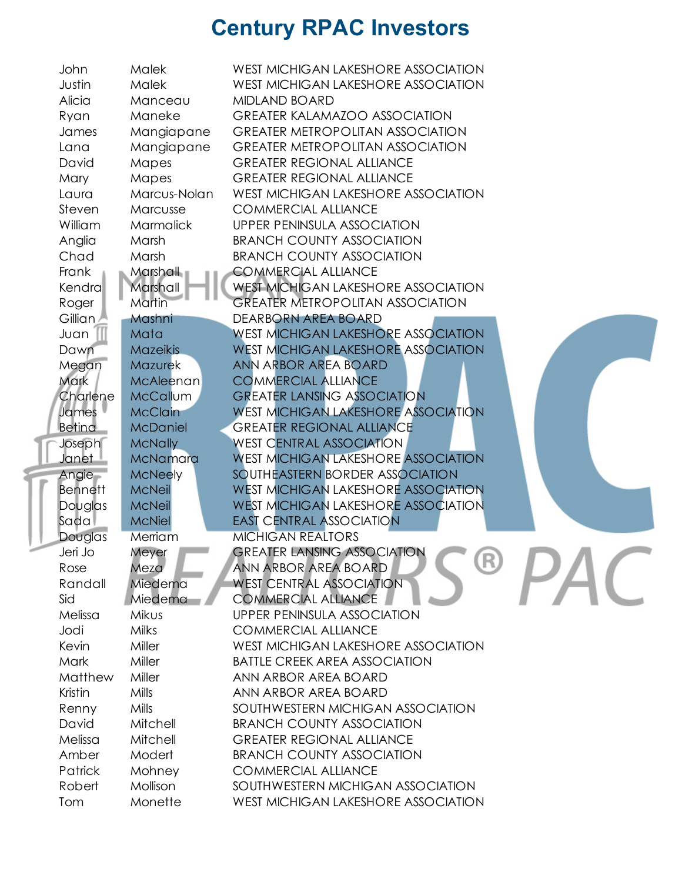# Century RPAC Investors

| | | |
|---|---|---|
| John | Malek | WEST MICHIGAN LAKESHORE ASSOCIATION |
| Justin | Malek | WEST MICHIGAN LAKESHORE ASSOCIATION |
| Alicia | Manceau | MIDLAND BOARD |
| Ryan | Maneke | GREATER KALAMAZOO ASSOCIATION |
| James | Mangiapane | GREATER METROPOLITAN ASSOCIATION |
| Lana | Mangiapane | GREATER METROPOLITAN ASSOCIATION |
| David | Mapes | GREATER REGIONAL ALLIANCE |
| Mary | Mapes | GREATER REGIONAL ALLIANCE |
| Laura | Marcus-Nolan | WEST MICHIGAN LAKESHORE ASSOCIATION |
| Steven | Marcusse | COMMERCIAL ALLIANCE |
| William | Marmalick | UPPER PENINSULA ASSOCIATION |
| Anglia | Marsh | BRANCH COUNTY ASSOCIATION |
| Chad | Marsh | BRANCH COUNTY ASSOCIATION |
| Frank | Marshall | COMMERCIAL ALLIANCE |
| Kendra | Marshall | WEST MICHIGAN LAKESHORE ASSOCIATION |
| Roger | Martin | GREATER METROPOLITAN ASSOCIATION |
| Gillian | Mashni | DEARBORN AREA BOARD |
| Juan | Mata | WEST MICHIGAN LAKESHORE ASSOCIATION |
| Dawn | Mazeikis | WEST MICHIGAN LAKESHORE ASSOCIATION |
| Megan | Mazurek | ANN ARBOR AREA BOARD |
| Mark | McAleenan | COMMERCIAL ALLIANCE |
| Charlene | McCallum | GREATER LANSING ASSOCIATION |
| James | McClain | WEST MICHIGAN LAKESHORE ASSOCIATION |
| Betina | McDaniel | GREATER REGIONAL ALLIANCE |
| Joseph | McNally | WEST CENTRAL ASSOCIATION |
| Janet | McNamara | WEST MICHIGAN LAKESHORE ASSOCIATION |
| Angie | McNeely | SOUTHEASTERN BORDER ASSOCIATION |
| Bennett | McNeil | WEST MICHIGAN LAKESHORE ASSOCIATION |
| Douglas | McNeil | WEST MICHIGAN LAKESHORE ASSOCIATION |
| Sada | McNiel | EAST CENTRAL ASSOCIATION |
| Douglas | Merriam | MICHIGAN REALTORS |
| Jeri Jo | Meyer | GREATER LANSING ASSOCIATION |
| Rose | Meza | ANN ARBOR AREA BOARD |
| Randall | Miedema | WEST CENTRAL ASSOCIATION |
| Sid | Miedema | COMMERCIAL ALLIANCE |
| Melissa | Mikus | UPPER PENINSULA ASSOCIATION |
| Jodi | Milks | COMMERCIAL ALLIANCE |
| Kevin | Miller | WEST MICHIGAN LAKESHORE ASSOCIATION |
| Mark | Miller | BATTLE CREEK AREA ASSOCIATION |
| Matthew | Miller | ANN ARBOR AREA BOARD |
| Kristin | Mills | ANN ARBOR AREA BOARD |
| Renny | Mills | SOUTHWESTERN MICHIGAN ASSOCIATION |
| David | Mitchell | BRANCH COUNTY ASSOCIATION |
| Melissa | Mitchell | GREATER REGIONAL ALLIANCE |
| Amber | Modert | BRANCH COUNTY ASSOCIATION |
| Patrick | Mohney | COMMERCIAL ALLIANCE |
| Robert | Mollison | SOUTHWESTERN MICHIGAN ASSOCIATION |
| Tom | Monette | WEST MICHIGAN LAKESHORE ASSOCIATION |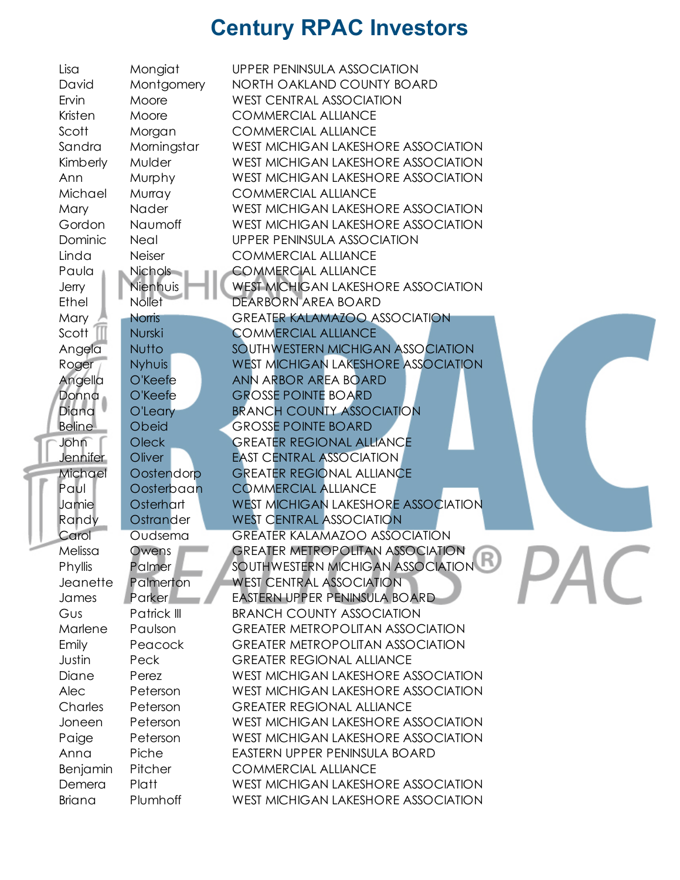# Century RPAC Investors

| | | |
|---|---|---|
| Lisa | Mongiat | UPPER PENINSULA ASSOCIATION |
| David | Montgomery | NORTH OAKLAND COUNTY BOARD |
| Ervin | Moore | WEST CENTRAL ASSOCIATION |
| Kristen | Moore | COMMERCIAL ALLIANCE |
| Scott | Morgan | COMMERCIAL ALLIANCE |
| Sandra | Morningstar | WEST MICHIGAN LAKESHORE ASSOCIATION |
| Kimberly | Mulder | WEST MICHIGAN LAKESHORE ASSOCIATION |
| Ann | Murphy | WEST MICHIGAN LAKESHORE ASSOCIATION |
| Michael | Murray | COMMERCIAL ALLIANCE |
| Mary | Nader | WEST MICHIGAN LAKESHORE ASSOCIATION |
| Gordon | Naumoff | WEST MICHIGAN LAKESHORE ASSOCIATION |
| Dominic | Neal | UPPER PENINSULA ASSOCIATION |
| Linda | Neiser | COMMERCIAL ALLIANCE |
| Paula | Nichols | COMMERCIAL ALLIANCE |
| Jerry | Nienhuis | WEST MICHIGAN LAKESHORE ASSOCIATION |
| Ethel | Nollet | DEARBORN AREA BOARD |
| Mary | Norris | GREATER KALAMAZOO ASSOCIATION |
| Scott | Nurski | COMMERCIAL ALLIANCE |
| Angela | Nutto | SOUTHWESTERN MICHIGAN ASSOCIATION |
| Roger | Nyhuis | WEST MICHIGAN LAKESHORE ASSOCIATION |
| Angella | O'Keefe | ANN ARBOR AREA BOARD |
| Donna | O'Keefe | GROSSE POINTE BOARD |
| Diana | O'Leary | BRANCH COUNTY ASSOCIATION |
| Beline | Obeid | GROSSE POINTE BOARD |
| John | Oleck | GREATER REGIONAL ALLIANCE |
| Jennifer | Oliver | EAST CENTRAL ASSOCIATION |
| Michael | Oostendorp | GREATER REGIONAL ALLIANCE |
| Paul | Oosterbaan | COMMERCIAL ALLIANCE |
| Jamie | Osterhart | WEST MICHIGAN LAKESHORE ASSOCIATION |
| Randy | Ostrander | WEST CENTRAL ASSOCIATION |
| Carol | Oudsema | GREATER KALAMAZOO ASSOCIATION |
| Melissa | Owens | GREATER METROPOLITAN ASSOCIATION |
| Phyllis | Palmer | SOUTHWESTERN MICHIGAN ASSOCIATION |
| Jeanette | Palmerton | WEST CENTRAL ASSOCIATION |
| James | Parker | EASTERN UPPER PENINSULA BOARD |
| Gus | Patrick III | BRANCH COUNTY ASSOCIATION |
| Marlene | Paulson | GREATER METROPOLITAN ASSOCIATION |
| Emily | Peacock | GREATER METROPOLITAN ASSOCIATION |
| Justin | Peck | GREATER REGIONAL ALLIANCE |
| Diane | Perez | WEST MICHIGAN LAKESHORE ASSOCIATION |
| Alec | Peterson | WEST MICHIGAN LAKESHORE ASSOCIATION |
| Charles | Peterson | GREATER REGIONAL ALLIANCE |
| Joneen | Peterson | WEST MICHIGAN LAKESHORE ASSOCIATION |
| Paige | Peterson | WEST MICHIGAN LAKESHORE ASSOCIATION |
| Anna | Piche | EASTERN UPPER PENINSULA BOARD |
| Benjamin | Pitcher | COMMERCIAL ALLIANCE |
| Demera | Platt | WEST MICHIGAN LAKESHORE ASSOCIATION |
| Briana | Plumhoff | WEST MICHIGAN LAKESHORE ASSOCIATION |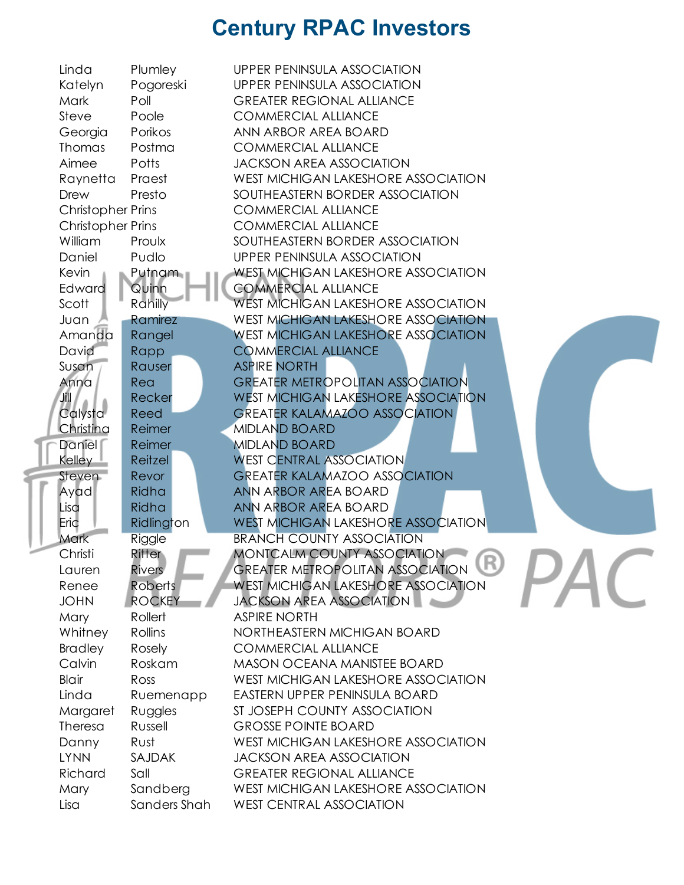# Century RPAC Investors

| | | |
|---|---|---|
| Linda | Plumley | UPPER PENINSULA ASSOCIATION |
| Katelyn | Pogoreski | UPPER PENINSULA ASSOCIATION |
| Mark | Poll | GREATER REGIONAL ALLIANCE |
| Steve | Poole | COMMERCIAL ALLIANCE |
| Georgia | Porikos | ANN ARBOR AREA BOARD |
| Thomas | Postma | COMMERCIAL ALLIANCE |
| Aimee | Potts | JACKSON AREA ASSOCIATION |
| Raynetta | Praest | WEST MICHIGAN LAKESHORE ASSOCIATION |
| Drew | Presto | SOUTHEASTERN BORDER ASSOCIATION |
| Christopher | Prins | COMMERCIAL ALLIANCE |
| Christopher | Prins | COMMERCIAL ALLIANCE |
| William | Proulx | SOUTHEASTERN BORDER ASSOCIATION |
| Daniel | Pudlo | UPPER PENINSULA ASSOCIATION |
| Kevin | Putnam | WEST MICHIGAN LAKESHORE ASSOCIATION |
| Edward | Quinn | COMMERCIAL ALLIANCE |
| Scott | Rahilly | WEST MICHIGAN LAKESHORE ASSOCIATION |
| Juan | Ramirez | WEST MICHIGAN LAKESHORE ASSOCIATION |
| Amanda | Rangel | WEST MICHIGAN LAKESHORE ASSOCIATION |
| David | Rapp | COMMERCIAL ALLIANCE |
| Susan | Rauser | ASPIRE NORTH |
| Anna | Rea | GREATER METROPOLITAN ASSOCIATION |
| Jill | Recker | WEST MICHIGAN LAKESHORE ASSOCIATION |
| Calysta | Reed | GREATER KALAMAZOO ASSOCIATION |
| Christina | Reimer | MIDLAND BOARD |
| Daniel | Reimer | MIDLAND BOARD |
| Kelley | Reitzel | WEST CENTRAL ASSOCIATION |
| Steven | Revor | GREATER KALAMAZOO ASSOCIATION |
| Ayad | Ridha | ANN ARBOR AREA BOARD |
| Lisa | Ridha | ANN ARBOR AREA BOARD |
| Eric | Ridlington | WEST MICHIGAN LAKESHORE ASSOCIATION |
| Mark | Riggle | BRANCH COUNTY ASSOCIATION |
| Christi | Ritter | MONTCALM COUNTY ASSOCIATION |
| Lauren | Rivers | GREATER METROPOLITAN ASSOCIATION |
| Renee | Roberts | WEST MICHIGAN LAKESHORE ASSOCIATION |
| JOHN | ROCKEY | JACKSON AREA ASSOCIATION |
| Mary | Rollert | ASPIRE NORTH |
| Whitney | Rollins | NORTHEASTERN MICHIGAN BOARD |
| Bradley | Rosely | COMMERCIAL ALLIANCE |
| Calvin | Roskam | MASON OCEANA MANISTEE BOARD |
| Blair | Ross | WEST MICHIGAN LAKESHORE ASSOCIATION |
| Linda | Ruemenapp | EASTERN UPPER PENINSULA BOARD |
| Margaret | Ruggles | ST JOSEPH COUNTY ASSOCIATION |
| Theresa | Russell | GROSSE POINTE BOARD |
| Danny | Rust | WEST MICHIGAN LAKESHORE ASSOCIATION |
| LYNN | SAJDAK | JACKSON AREA ASSOCIATION |
| Richard | Sall | GREATER REGIONAL ALLIANCE |
| Mary | Sandberg | WEST MICHIGAN LAKESHORE ASSOCIATION |
| Lisa | Sanders Shah | WEST CENTRAL ASSOCIATION |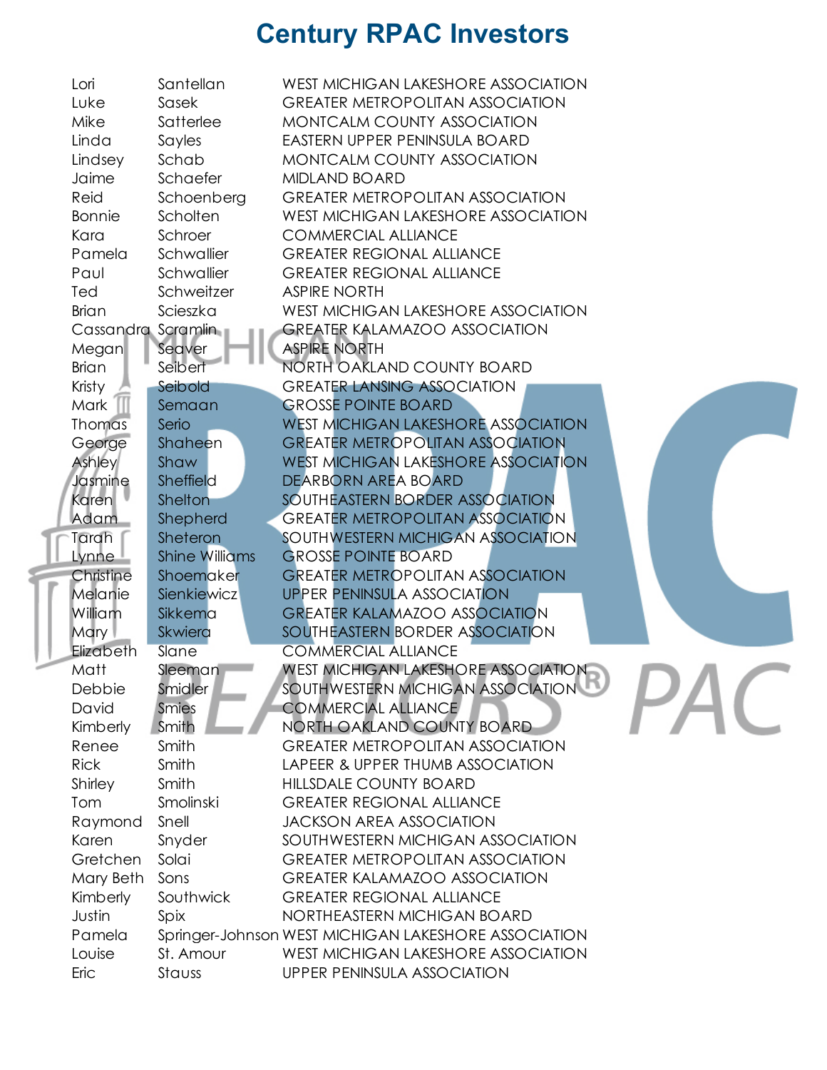# Century RPAC Investors

| | | |
|---|---|---|
| Lori | Santellan | WEST MICHIGAN LAKESHORE ASSOCIATION |
| Luke | Sasek | GREATER METROPOLITAN ASSOCIATION |
| Mike | Satterlee | MONTCALM COUNTY ASSOCIATION |
| Linda | Sayles | EASTERN UPPER PENINSULA BOARD |
| Lindsey | Schab | MONTCALM COUNTY ASSOCIATION |
| Jaime | Schaefer | MIDLAND BOARD |
| Reid | Schoenberg | GREATER METROPOLITAN ASSOCIATION |
| Bonnie | Scholten | WEST MICHIGAN LAKESHORE ASSOCIATION |
| Kara | Schroer | COMMERCIAL ALLIANCE |
| Pamela | Schwallier | GREATER REGIONAL ALLIANCE |
| Paul | Schwallier | GREATER REGIONAL ALLIANCE |
| Ted | Schweitzer | ASPIRE NORTH |
| Brian | Scieszka | WEST MICHIGAN LAKESHORE ASSOCIATION |
| Cassandra | Scramlin | GREATER KALAMAZOO ASSOCIATION |
| Megan | Seaver | ASPIRE NORTH |
| Brian | Seibert | NORTH OAKLAND COUNTY BOARD |
| Kristy | Seibold | GREATER LANSING ASSOCIATION |
| Mark | Semaan | GROSSE POINTE BOARD |
| Thomas | Serio | WEST MICHIGAN LAKESHORE ASSOCIATION |
| George | Shaheen | GREATER METROPOLITAN ASSOCIATION |
| Ashley | Shaw | WEST MICHIGAN LAKESHORE ASSOCIATION |
| Jasmine | Sheffield | DEARBORN AREA BOARD |
| Karen | Shelton | SOUTHEASTERN BORDER ASSOCIATION |
| Adam | Shepherd | GREATER METROPOLITAN ASSOCIATION |
| Tarah | Sheteron | SOUTHWESTERN MICHIGAN ASSOCIATION |
| Lynne | Shine Williams | GROSSE POINTE BOARD |
| Christine | Shoemaker | GREATER METROPOLITAN ASSOCIATION |
| Melanie | Sienkiewicz | UPPER PENINSULA ASSOCIATION |
| William | Sikkema | GREATER KALAMAZOO ASSOCIATION |
| Mary | Skwiera | SOUTHEASTERN BORDER ASSOCIATION |
| Elizabeth | Slane | COMMERCIAL ALLIANCE |
| Matt | Sleeman | WEST MICHIGAN LAKESHORE ASSOCIATION |
| Debbie | Smidler | SOUTHWESTERN MICHIGAN ASSOCIATION |
| David | Smies | COMMERCIAL ALLIANCE |
| Kimberly | Smith | NORTH OAKLAND COUNTY BOARD |
| Renee | Smith | GREATER METROPOLITAN ASSOCIATION |
| Rick | Smith | LAPEER & UPPER THUMB ASSOCIATION |
| Shirley | Smith | HILLSDALE COUNTY BOARD |
| Tom | Smolinski | GREATER REGIONAL ALLIANCE |
| Raymond | Snell | JACKSON AREA ASSOCIATION |
| Karen | Snyder | SOUTHWESTERN MICHIGAN ASSOCIATION |
| Gretchen | Solai | GREATER METROPOLITAN ASSOCIATION |
| Mary Beth | Sons | GREATER KALAMAZOO ASSOCIATION |
| Kimberly | Southwick | GREATER REGIONAL ALLIANCE |
| Justin | Spix | NORTHEASTERN MICHIGAN BOARD |
| Pamela | Springer-Johnson | WEST MICHIGAN LAKESHORE ASSOCIATION |
| Louise | St. Amour | WEST MICHIGAN LAKESHORE ASSOCIATION |
| Eric | Stauss | UPPER PENINSULA ASSOCIATION |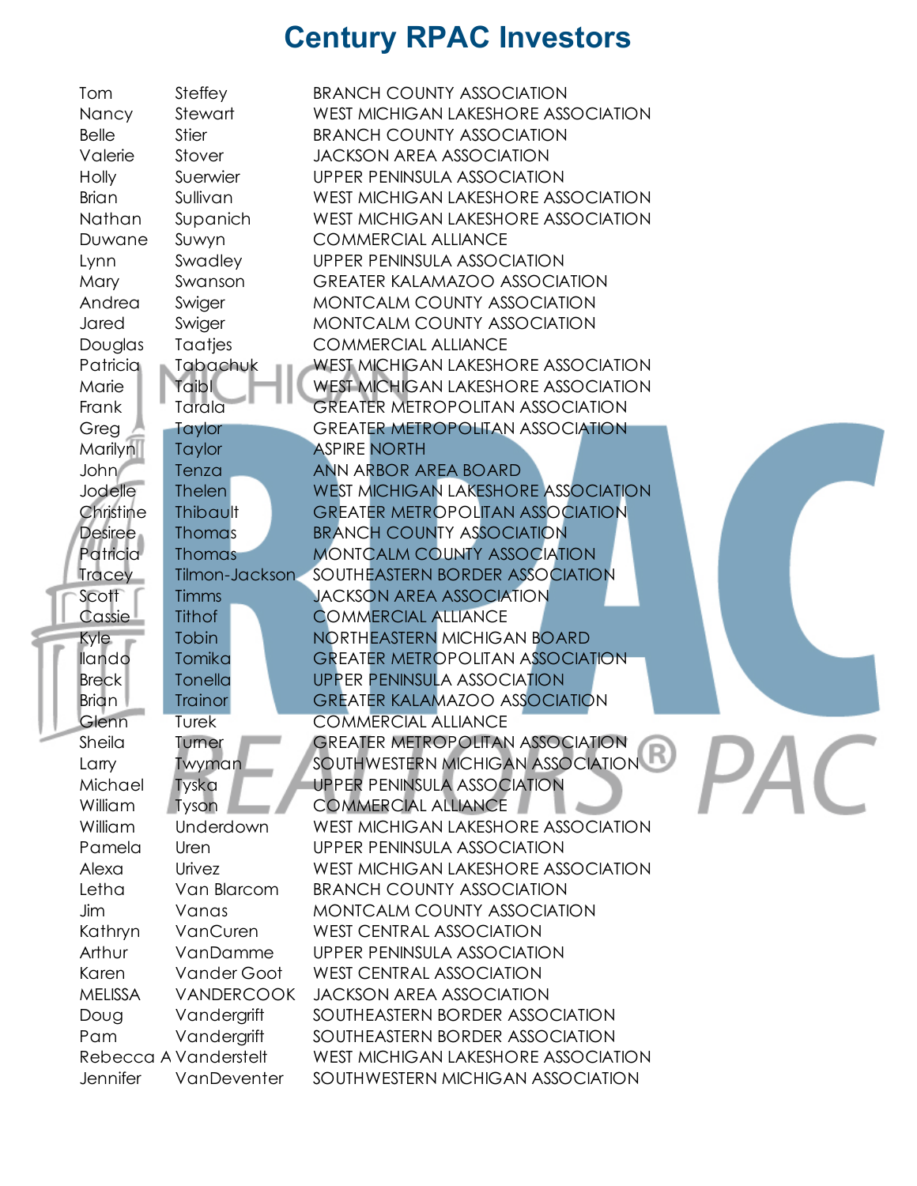# Century RPAC Investors

| | | |
|---|---|---|
| Tom | Steffey | BRANCH COUNTY ASSOCIATION |
| Nancy | Stewart | WEST MICHIGAN LAKESHORE ASSOCIATION |
| Belle | Stier | BRANCH COUNTY ASSOCIATION |
| Valerie | Stover | JACKSON AREA ASSOCIATION |
| Holly | Suerwier | UPPER PENINSULA ASSOCIATION |
| Brian | Sullivan | WEST MICHIGAN LAKESHORE ASSOCIATION |
| Nathan | Supanich | WEST MICHIGAN LAKESHORE ASSOCIATION |
| Duwane | Suwyn | COMMERCIAL ALLIANCE |
| Lynn | Swadley | UPPER PENINSULA ASSOCIATION |
| Mary | Swanson | GREATER KALAMAZOO ASSOCIATION |
| Andrea | Swiger | MONTCALM COUNTY ASSOCIATION |
| Jared | Swiger | MONTCALM COUNTY ASSOCIATION |
| Douglas | Taatjes | COMMERCIAL ALLIANCE |
| Patricia | Tabachuk | WEST MICHIGAN LAKESHORE ASSOCIATION |
| Marie | Taibl | WEST MICHIGAN LAKESHORE ASSOCIATION |
| Frank | Tarala | GREATER METROPOLITAN ASSOCIATION |
| Greg | Taylor | GREATER METROPOLITAN ASSOCIATION |
| Marilyn | Taylor | ASPIRE NORTH |
| John | Tenza | ANN ARBOR AREA BOARD |
| Jodelle | Thelen | WEST MICHIGAN LAKESHORE ASSOCIATION |
| Christine | Thibault | GREATER METROPOLITAN ASSOCIATION |
| Desiree | Thomas | BRANCH COUNTY ASSOCIATION |
| Patricia | Thomas | MONTCALM COUNTY ASSOCIATION |
| Tracey | Tilmon-Jackson | SOUTHEASTERN BORDER ASSOCIATION |
| Scott | Timms | JACKSON AREA ASSOCIATION |
| Cassie | Tithof | COMMERCIAL ALLIANCE |
| Kyle | Tobin | NORTHEASTERN MICHIGAN BOARD |
| Ilando | Tomika | GREATER METROPOLITAN ASSOCIATION |
| Breck | Tonella | UPPER PENINSULA ASSOCIATION |
| Brian | Trainor | GREATER KALAMAZOO ASSOCIATION |
| Glenn | Turek | COMMERCIAL ALLIANCE |
| Sheila | Turner | GREATER METROPOLITAN ASSOCIATION |
| Larry | Twyman | SOUTHWESTERN MICHIGAN ASSOCIATION |
| Michael | Tyska | UPPER PENINSULA ASSOCIATION |
| William | Tyson | COMMERCIAL ALLIANCE |
| William | Underdown | WEST MICHIGAN LAKESHORE ASSOCIATION |
| Pamela | Uren | UPPER PENINSULA ASSOCIATION |
| Alexa | Urivez | WEST MICHIGAN LAKESHORE ASSOCIATION |
| Letha | Van Blarcom | BRANCH COUNTY ASSOCIATION |
| Jim | Vanas | MONTCALM COUNTY ASSOCIATION |
| Kathryn | VanCuren | WEST CENTRAL ASSOCIATION |
| Arthur | VanDamme | UPPER PENINSULA ASSOCIATION |
| Karen | Vander Goot | WEST CENTRAL ASSOCIATION |
| MELISSA | VANDERCOOK | JACKSON AREA ASSOCIATION |
| Doug | Vandergrift | SOUTHEASTERN BORDER ASSOCIATION |
| Pam | Vandergrift | SOUTHEASTERN BORDER ASSOCIATION |
| Rebecca A | Vanderstelt | WEST MICHIGAN LAKESHORE ASSOCIATION |
| Jennifer | VanDeventer | SOUTHWESTERN MICHIGAN ASSOCIATION |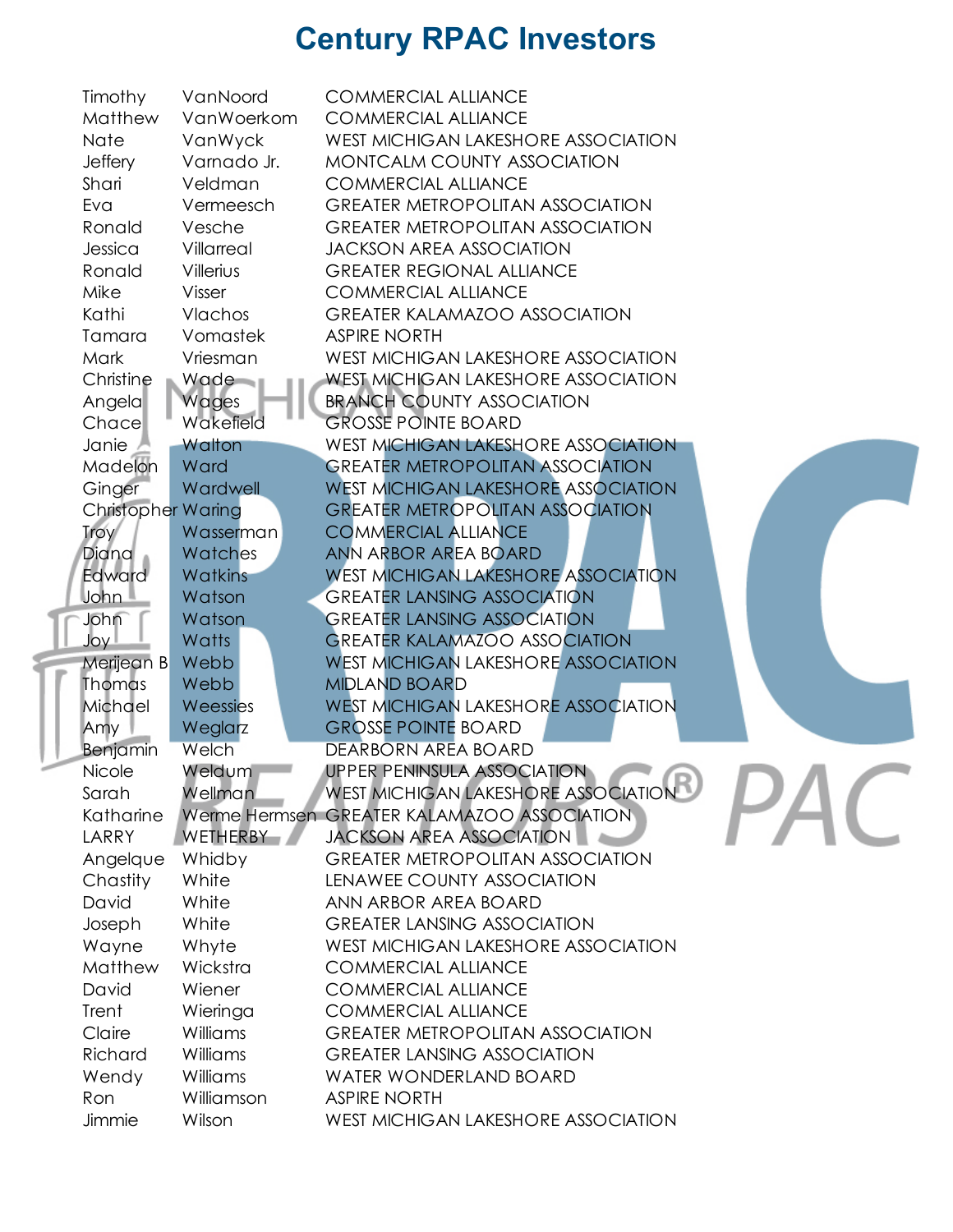# Century RPAC Investors

| | | |
|---|---|---|
| Timothy | VanNoord | COMMERCIAL ALLIANCE |
| Matthew | VanWoerkom | COMMERCIAL ALLIANCE |
| Nate | VanWyck | WEST MICHIGAN LAKESHORE ASSOCIATION |
| Jeffery | Varnado Jr. | MONTCALM COUNTY ASSOCIATION |
| Shari | Veldman | COMMERCIAL ALLIANCE |
| Eva | Vermeesch | GREATER METROPOLITAN ASSOCIATION |
| Ronald | Vesche | GREATER METROPOLITAN ASSOCIATION |
| Jessica | Villarreal | JACKSON AREA ASSOCIATION |
| Ronald | Villerius | GREATER REGIONAL ALLIANCE |
| Mike | Visser | COMMERCIAL ALLIANCE |
| Kathi | Vlachos | GREATER KALAMAZOO ASSOCIATION |
| Tamara | Vomastek | ASPIRE NORTH |
| Mark | Vriesman | WEST MICHIGAN LAKESHORE ASSOCIATION |
| Christine | Wade | WEST MICHIGAN LAKESHORE ASSOCIATION |
| Angela | Wages | BRANCH COUNTY ASSOCIATION |
| Chace | Wakefield | GROSSE POINTE BOARD |
| Janie | Walton | WEST MICHIGAN LAKESHORE ASSOCIATION |
| Madelon | Ward | GREATER METROPOLITAN ASSOCIATION |
| Ginger | Wardwell | WEST MICHIGAN LAKESHORE ASSOCIATION |
| Christopher | Waring | GREATER METROPOLITAN ASSOCIATION |
| Troy | Wasserman | COMMERCIAL ALLIANCE |
| Diana | Watches | ANN ARBOR AREA BOARD |
| Edward | Watkins | WEST MICHIGAN LAKESHORE ASSOCIATION |
| John | Watson | GREATER LANSING ASSOCIATION |
| John | Watson | GREATER LANSING ASSOCIATION |
| Joy | Watts | GREATER KALAMAZOO ASSOCIATION |
| Merijean B | Webb | WEST MICHIGAN LAKESHORE ASSOCIATION |
| Thomas | Webb | MIDLAND BOARD |
| Michael | Weessies | WEST MICHIGAN LAKESHORE ASSOCIATION |
| Amy | Weglarz | GROSSE POINTE BOARD |
| Benjamin | Welch | DEARBORN AREA BOARD |
| Nicole | Weldum | UPPER PENINSULA ASSOCIATION |
| Sarah | Wellman | WEST MICHIGAN LAKESHORE ASSOCIATION |
| Katharine | Werme Hermsen | GREATER KALAMAZOO ASSOCIATION |
| LARRY | WETHERBY | JACKSON AREA ASSOCIATION |
| Angelque | Whidby | GREATER METROPOLITAN ASSOCIATION |
| Chastity | White | LENAWEE COUNTY ASSOCIATION |
| David | White | ANN ARBOR AREA BOARD |
| Joseph | White | GREATER LANSING ASSOCIATION |
| Wayne | Whyte | WEST MICHIGAN LAKESHORE ASSOCIATION |
| Matthew | Wickstra | COMMERCIAL ALLIANCE |
| David | Wiener | COMMERCIAL ALLIANCE |
| Trent | Wieringa | COMMERCIAL ALLIANCE |
| Claire | Williams | GREATER METROPOLITAN ASSOCIATION |
| Richard | Williams | GREATER LANSING ASSOCIATION |
| Wendy | Williams | WATER WONDERLAND BOARD |
| Ron | Williamson | ASPIRE NORTH |
| Jimmie | Wilson | WEST MICHIGAN LAKESHORE ASSOCIATION |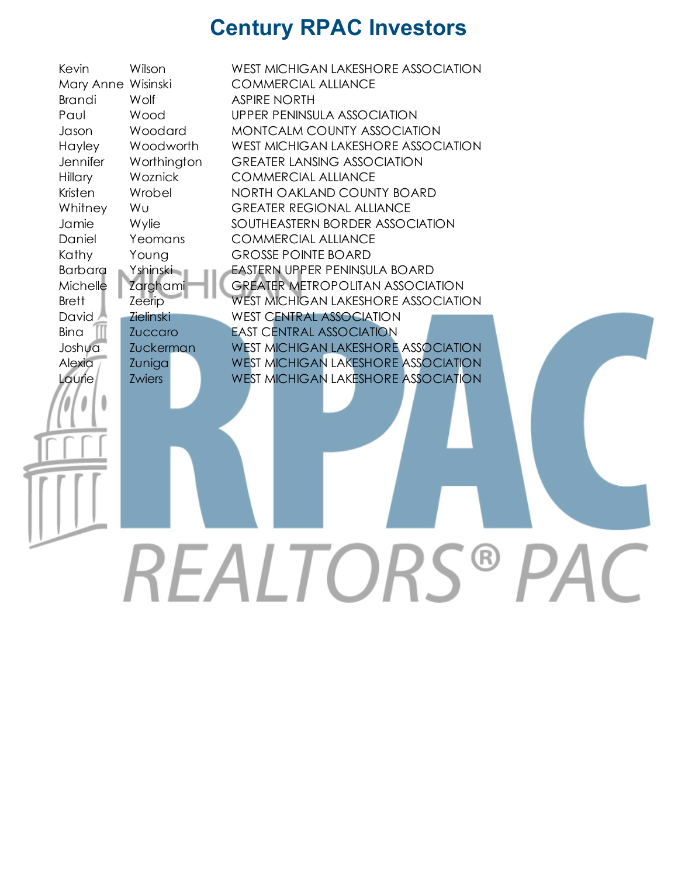# Century RPAC Investors

| | | |
|---|---|---|
| Kevin | Wilson | WEST MICHIGAN LAKESHORE ASSOCIATION |
| Mary Anne | Wisinski | COMMERCIAL ALLIANCE |
| Brandi | Wolf | ASPIRE NORTH |
| Paul | Wood | UPPER PENINSULA ASSOCIATION |
| Jason | Woodard | MONTCALM COUNTY ASSOCIATION |
| Hayley | Woodworth | WEST MICHIGAN LAKESHORE ASSOCIATION |
| Jennifer | Worthington | GREATER LANSING ASSOCIATION |
| Hillary | Woznick | COMMERCIAL ALLIANCE |
| Kristen | Wrobel | NORTH OAKLAND COUNTY BOARD |
| Whitney | Wu | GREATER REGIONAL ALLIANCE |
| Jamie | Wylie | SOUTHEASTERN BORDER ASSOCIATION |
| Daniel | Yeomans | COMMERCIAL ALLIANCE |
| Kathy | Young | GROSSE POINTE BOARD |
| Barbara | Yshinski | EASTERN UPPER PENINSULA BOARD |
| Michelle | Zarghami | GREATER METROPOLITAN ASSOCIATION |
| Brett | Zeerip | WEST MICHIGAN LAKESHORE ASSOCIATION |
| David | Zielinski | WEST CENTRAL ASSOCIATION |
| Bina | Zuccaro | EAST CENTRAL ASSOCIATION |
| Joshua | Zuckerman | WEST MICHIGAN LAKESHORE ASSOCIATION |
| Alexia | Zuniga | WEST MICHIGAN LAKESHORE ASSOCIATION |
| Laurie | Zwiers | WEST MICHIGAN LAKESHORE ASSOCIATION |